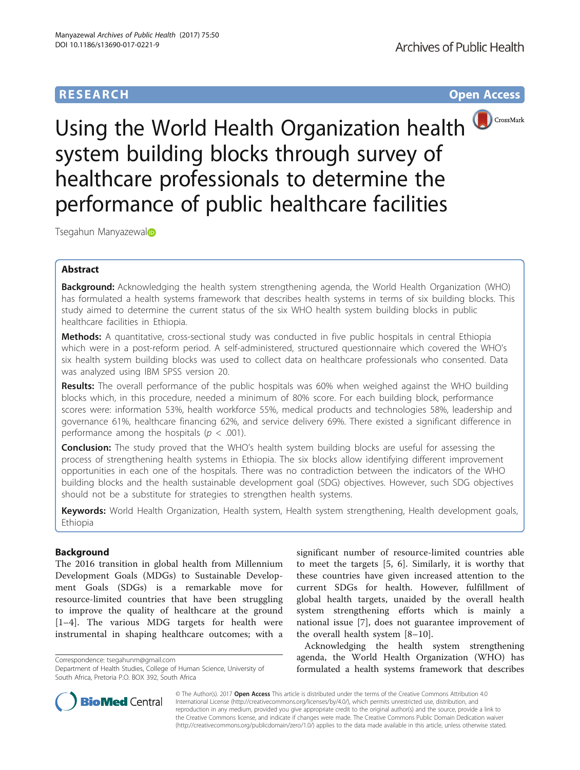RESEARCH Open Access

# Using the World Health Organization health system building blocks through survey of healthcare professionals to determine the performance of public healthcare facilities

Tsegahun Manyazewal

## Abstract

**Background:** Acknowledging the health system strengthening agenda, the World Health Organization (WHO) has formulated a health systems framework that describes health systems in terms of six building blocks. This study aimed to determine the current status of the six WHO health system building blocks in public healthcare facilities in Ethiopia.

**Methods:** A quantitative, cross-sectional study was conducted in five public hospitals in central Ethiopia which were in a post-reform period. A self-administered, structured questionnaire which covered the WHO's six health system building blocks was used to collect data on healthcare professionals who consented. Data was analyzed using IBM SPSS version 20.

**Results:** The overall performance of the public hospitals was 60% when weighed against the WHO building blocks which, in this procedure, needed a minimum of 80% score. For each building block, performance scores were: information 53%, health workforce 55%, medical products and technologies 58%, leadership and governance 61%, healthcare financing 62%, and service delivery 69%. There existed a significant difference in performance among the hospitals ($p < .001$).

**Conclusion:** The study proved that the WHO's health system building blocks are useful for assessing the process of strengthening health systems in Ethiopia. The six blocks allow identifying different improvement opportunities in each one of the hospitals. There was no contradiction between the indicators of the WHO building blocks and the health sustainable development goal (SDG) objectives. However, such SDG objectives should not be a substitute for strategies to strengthen health systems.

**Keywords:** World Health Organization, Health system, Health system strengthening, Health development goals, Ethiopia

## Background

The 2016 transition in global health from Millennium Development Goals (MDGs) to Sustainable Development Goals (SDGs) is a remarkable move for resource-limited countries that have been struggling to improve the quality of healthcare at the ground [1–4]. The various MDG targets for health were instrumental in shaping healthcare outcomes; with a significant number of resource-limited countries able to meet the targets [5, 6]. Similarly, it is worthy that these countries have given increased attention to the current SDGs for health. However, fulfillment of global health targets, unaided by the overall health system strengthening efforts which is mainly a national issue [7], does not guarantee improvement of the overall health system [8–10].

Acknowledging the health system strengthening agenda, the World Health Organization (WHO) has formulated a health systems framework that describes

Correspondence: tsegahunm@gmail.com
Department of Health Studies, College of Human Science, University of South Africa, Pretoria P.O. BOX 392, South Africa

© The Author(s). 2017 **Open Access** This article is distributed under the terms of the Creative Commons Attribution 4.0 International License (http://creativecommons.org/licenses/by/4.0/), which permits unrestricted use, distribution, and reproduction in any medium, provided you give appropriate credit to the original author(s) and the source, provide a link to the Creative Commons license, and indicate if changes were made. The Creative Commons Public Domain Dedication waiver (http://creativecommons.org/publicdomain/zero/1.0/) applies to the data made available in this article, unless otherwise stated.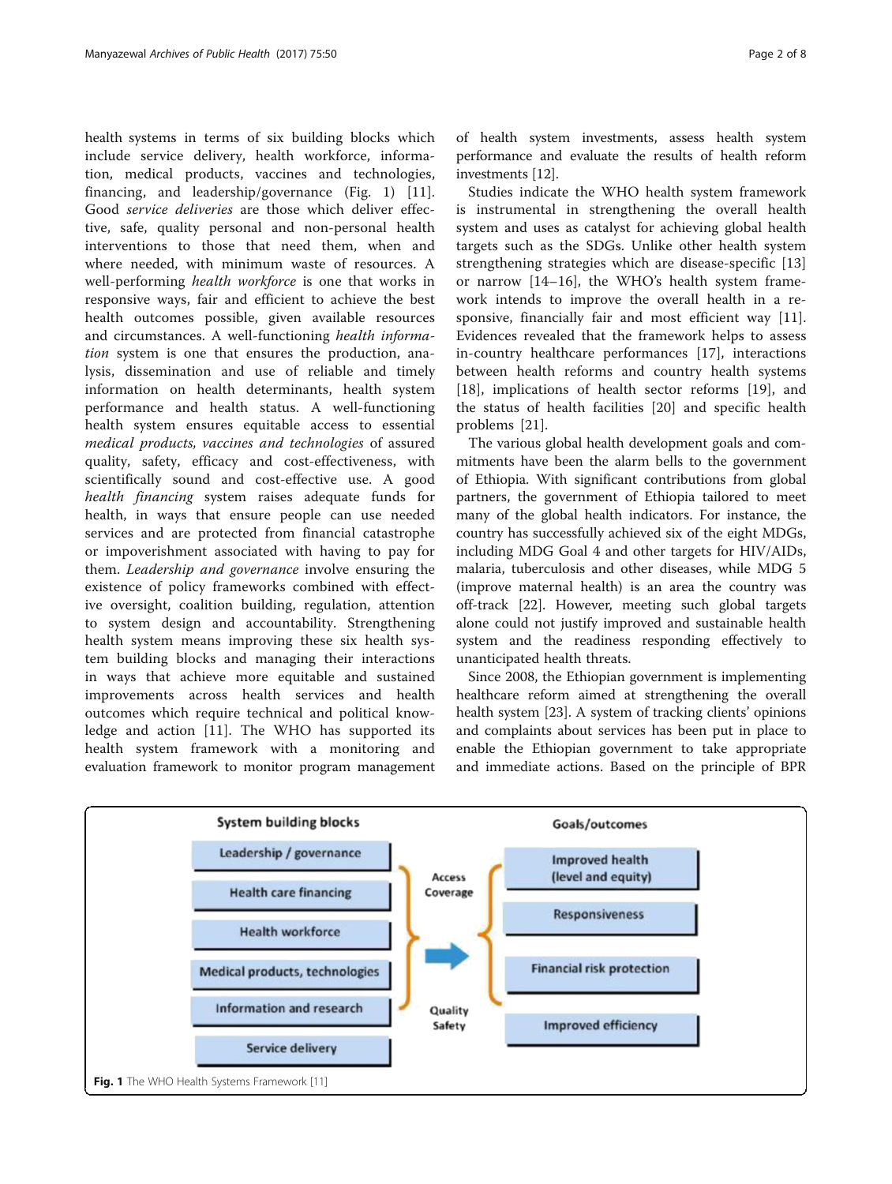health systems in terms of six building blocks which include service delivery, health workforce, information, medical products, vaccines and technologies, financing, and leadership/governance (Fig. 1) [11]. Good *service deliveries* are those which deliver effective, safe, quality personal and non-personal health interventions to those that need them, when and where needed, with minimum waste of resources. A well-performing *health workforce* is one that works in responsive ways, fair and efficient to achieve the best health outcomes possible, given available resources and circumstances. A well-functioning *health information* system is one that ensures the production, analysis, dissemination and use of reliable and timely information on health determinants, health system performance and health status. A well-functioning health system ensures equitable access to essential *medical products, vaccines and technologies* of assured quality, safety, efficacy and cost-effectiveness, with scientifically sound and cost-effective use. A good *health financing* system raises adequate funds for health, in ways that ensure people can use needed services and are protected from financial catastrophe or impoverishment associated with having to pay for them. *Leadership and governance* involve ensuring the existence of policy frameworks combined with effective oversight, coalition building, regulation, attention to system design and accountability. Strengthening health system means improving these six health system building blocks and managing their interactions in ways that achieve more equitable and sustained improvements across health services and health outcomes which require technical and political knowledge and action [11]. The WHO has supported its health system framework with a monitoring and evaluation framework to monitor program management of health system investments, assess health system performance and evaluate the results of health reform investments [12].

Studies indicate the WHO health system framework is instrumental in strengthening the overall health system and uses as catalyst for achieving global health targets such as the SDGs. Unlike other health system strengthening strategies which are disease-specific [13] or narrow [14–16], the WHO's health system framework intends to improve the overall health in a responsive, financially fair and most efficient way [11]. Evidences revealed that the framework helps to assess in-country healthcare performances [17], interactions between health reforms and country health systems [18], implications of health sector reforms [19], and the status of health facilities [20] and specific health problems [21].

The various global health development goals and commitments have been the alarm bells to the government of Ethiopia. With significant contributions from global partners, the government of Ethiopia tailored to meet many of the global health indicators. For instance, the country has successfully achieved six of the eight MDGs, including MDG Goal 4 and other targets for HIV/AIDs, malaria, tuberculosis and other diseases, while MDG 5 (improve maternal health) is an area the country was off-track [22]. However, meeting such global targets alone could not justify improved and sustainable health system and the readiness responding effectively to unanticipated health threats.

Since 2008, the Ethiopian government is implementing healthcare reform aimed at strengthening the overall health system [23]. A system of tracking clients' opinions and complaints about services has been put in place to enable the Ethiopian government to take appropriate and immediate actions. Based on the principle of BPR

| System building blocks | | Goals/outcomes |
|---|---|---|
| Leadership / governance | Access<br>Coverage | Improved health (level and equity) |
| Health care financing | | Responsiveness |
| Health workforce | | Financial risk protection |
| Medical products, technologies | Quality<br>Safety | Improved efficiency |
| Information and research | | |
| Service delivery | | |

**Fig. 1** The WHO Health Systems Framework [11]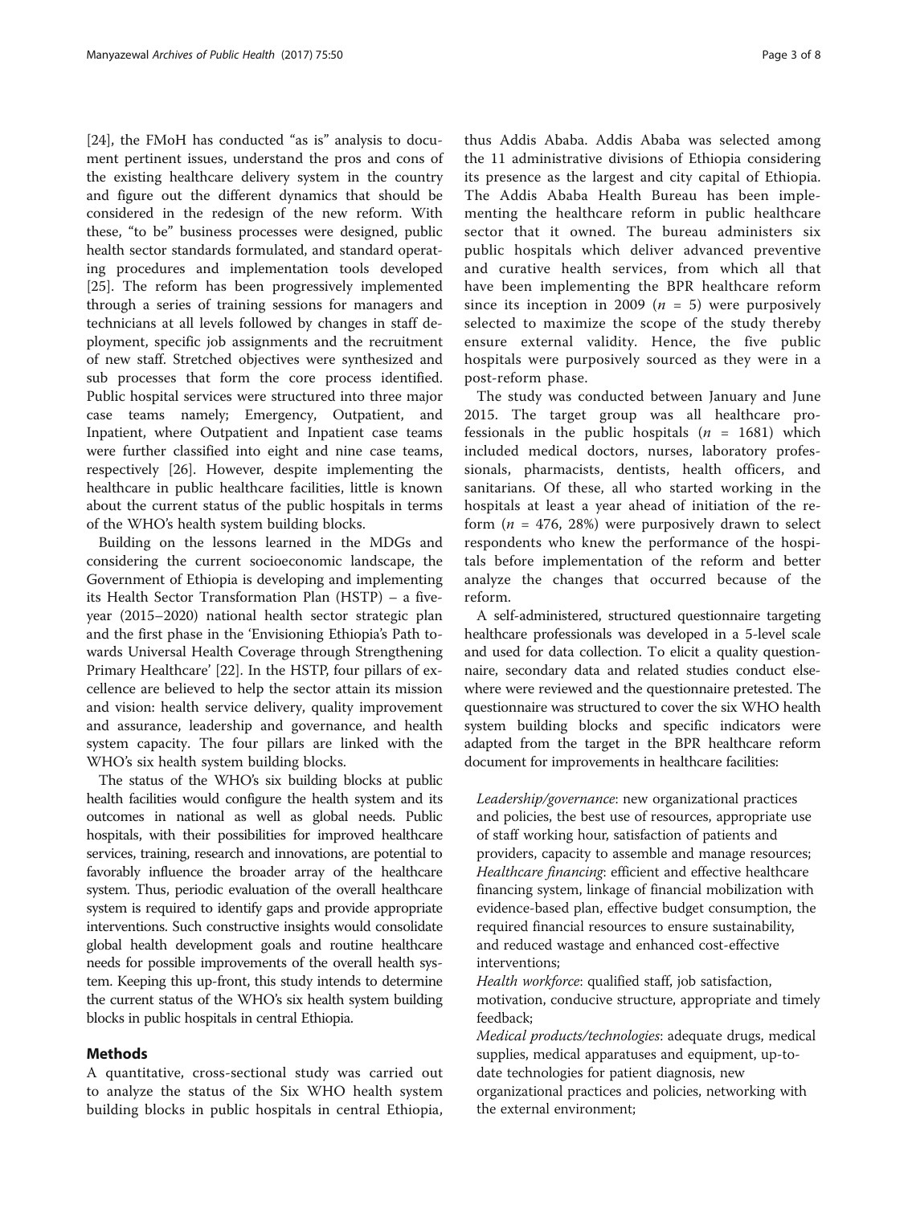[24], the FMoH has conducted "as is" analysis to document pertinent issues, understand the pros and cons of the existing healthcare delivery system in the country and figure out the different dynamics that should be considered in the redesign of the new reform. With these, "to be" business processes were designed, public health sector standards formulated, and standard operating procedures and implementation tools developed [25]. The reform has been progressively implemented through a series of training sessions for managers and technicians at all levels followed by changes in staff deployment, specific job assignments and the recruitment of new staff. Stretched objectives were synthesized and sub processes that form the core process identified. Public hospital services were structured into three major case teams namely; Emergency, Outpatient, and Inpatient, where Outpatient and Inpatient case teams were further classified into eight and nine case teams, respectively [26]. However, despite implementing the healthcare in public healthcare facilities, little is known about the current status of the public hospitals in terms of the WHO's health system building blocks.

Building on the lessons learned in the MDGs and considering the current socioeconomic landscape, the Government of Ethiopia is developing and implementing its Health Sector Transformation Plan (HSTP) – a five-year (2015–2020) national health sector strategic plan and the first phase in the 'Envisioning Ethiopia's Path towards Universal Health Coverage through Strengthening Primary Healthcare' [22]. In the HSTP, four pillars of excellence are believed to help the sector attain its mission and vision: health service delivery, quality improvement and assurance, leadership and governance, and health system capacity. The four pillars are linked with the WHO's six health system building blocks.

The status of the WHO's six building blocks at public health facilities would configure the health system and its outcomes in national as well as global needs. Public hospitals, with their possibilities for improved healthcare services, training, research and innovations, are potential to favorably influence the broader array of the healthcare system. Thus, periodic evaluation of the overall healthcare system is required to identify gaps and provide appropriate interventions. Such constructive insights would consolidate global health development goals and routine healthcare needs for possible improvements of the overall health system. Keeping this up-front, this study intends to determine the current status of the WHO's six health system building blocks in public hospitals in central Ethiopia.

## Methods

A quantitative, cross-sectional study was carried out to analyze the status of the Six WHO health system building blocks in public hospitals in central Ethiopia, thus Addis Ababa. Addis Ababa was selected among the 11 administrative divisions of Ethiopia considering its presence as the largest and city capital of Ethiopia. The Addis Ababa Health Bureau has been implementing the healthcare reform in public healthcare sector that it owned. The bureau administers six public hospitals which deliver advanced preventive and curative health services, from which all that have been implementing the BPR healthcare reform since its inception in 2009 ($n$ = 5) were purposively selected to maximize the scope of the study thereby ensure external validity. Hence, the five public hospitals were purposively sourced as they were in a post-reform phase.

The study was conducted between January and June 2015. The target group was all healthcare professionals in the public hospitals ($n$ = 1681) which included medical doctors, nurses, laboratory professionals, pharmacists, dentists, health officers, and sanitarians. Of these, all who started working in the hospitals at least a year ahead of initiation of the reform ($n$ = 476, 28%) were purposively drawn to select respondents who knew the performance of the hospitals before implementation of the reform and better analyze the changes that occurred because of the reform.

A self-administered, structured questionnaire targeting healthcare professionals was developed in a 5-level scale and used for data collection. To elicit a quality questionnaire, secondary data and related studies conduct elsewhere were reviewed and the questionnaire pretested. The questionnaire was structured to cover the six WHO health system building blocks and specific indicators were adapted from the target in the BPR healthcare reform document for improvements in healthcare facilities:

*Leadership/governance*: new organizational practices and policies, the best use of resources, appropriate use of staff working hour, satisfaction of patients and providers, capacity to assemble and manage resources;
*Healthcare financing*: efficient and effective healthcare financing system, linkage of financial mobilization with evidence-based plan, effective budget consumption, the required financial resources to ensure sustainability, and reduced wastage and enhanced cost-effective interventions;
*Health workforce*: qualified staff, job satisfaction, motivation, conducive structure, appropriate and timely feedback;
*Medical products/technologies*: adequate drugs, medical supplies, medical apparatuses and equipment, up-to-date technologies for patient diagnosis, new organizational practices and policies, networking with the external environment;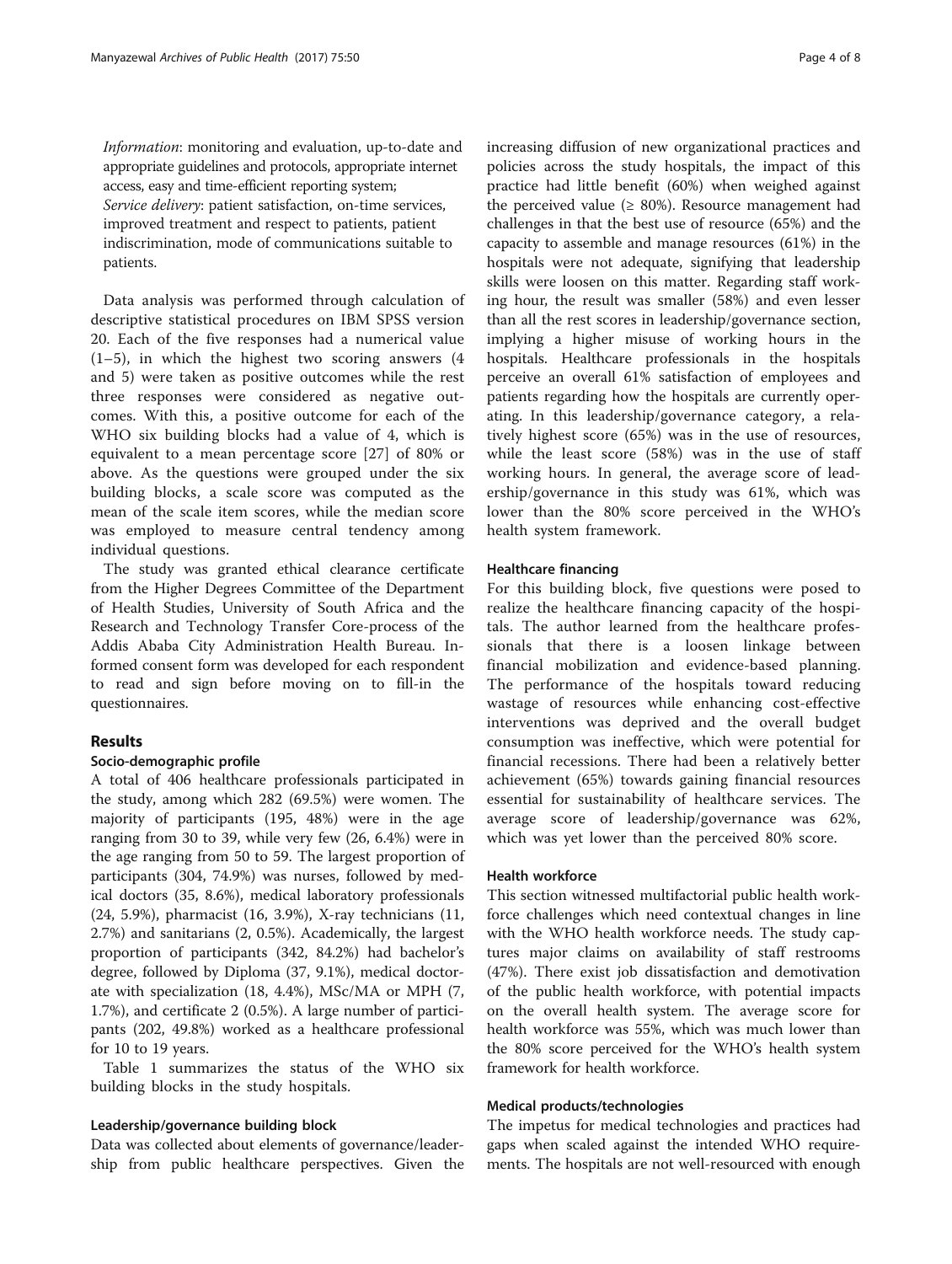*Information*: monitoring and evaluation, up-to-date and appropriate guidelines and protocols, appropriate internet access, easy and time-efficient reporting system;
*Service delivery*: patient satisfaction, on-time services, improved treatment and respect to patients, patient indiscrimination, mode of communications suitable to patients.

Data analysis was performed through calculation of descriptive statistical procedures on IBM SPSS version 20. Each of the five responses had a numerical value (1–5), in which the highest two scoring answers (4 and 5) were taken as positive outcomes while the rest three responses were considered as negative outcomes. With this, a positive outcome for each of the WHO six building blocks had a value of 4, which is equivalent to a mean percentage score [27] of 80% or above. As the questions were grouped under the six building blocks, a scale score was computed as the mean of the scale item scores, while the median score was employed to measure central tendency among individual questions.

The study was granted ethical clearance certificate from the Higher Degrees Committee of the Department of Health Studies, University of South Africa and the Research and Technology Transfer Core-process of the Addis Ababa City Administration Health Bureau. Informed consent form was developed for each respondent to read and sign before moving on to fill-in the questionnaires.

## Results

### Socio-demographic profile

A total of 406 healthcare professionals participated in the study, among which 282 (69.5%) were women. The majority of participants (195, 48%) were in the age ranging from 30 to 39, while very few (26, 6.4%) were in the age ranging from 50 to 59. The largest proportion of participants (304, 74.9%) was nurses, followed by medical doctors (35, 8.6%), medical laboratory professionals (24, 5.9%), pharmacist (16, 3.9%), X-ray technicians (11, 2.7%) and sanitarians (2, 0.5%). Academically, the largest proportion of participants (342, 84.2%) had bachelor's degree, followed by Diploma (37, 9.1%), medical doctorate with specialization (18, 4.4%), MSc/MA or MPH (7, 1.7%), and certificate 2 (0.5%). A large number of participants (202, 49.8%) worked as a healthcare professional for 10 to 19 years.

Table 1 summarizes the status of the WHO six building blocks in the study hospitals.

### Leadership/governance building block

Data was collected about elements of governance/leadership from public healthcare perspectives. Given the increasing diffusion of new organizational practices and policies across the study hospitals, the impact of this practice had little benefit (60%) when weighed against the perceived value (≥ 80%). Resource management had challenges in that the best use of resource (65%) and the capacity to assemble and manage resources (61%) in the hospitals were not adequate, signifying that leadership skills were loosen on this matter. Regarding staff working hour, the result was smaller (58%) and even lesser than all the rest scores in leadership/governance section, implying a higher misuse of working hours in the hospitals. Healthcare professionals in the hospitals perceive an overall 61% satisfaction of employees and patients regarding how the hospitals are currently operating. In this leadership/governance category, a relatively highest score (65%) was in the use of resources, while the least score (58%) was in the use of staff working hours. In general, the average score of leadership/governance in this study was 61%, which was lower than the 80% score perceived in the WHO's health system framework.

### Healthcare financing

For this building block, five questions were posed to realize the healthcare financing capacity of the hospitals. The author learned from the healthcare professionals that there is a loosen linkage between financial mobilization and evidence-based planning. The performance of the hospitals toward reducing wastage of resources while enhancing cost-effective interventions was deprived and the overall budget consumption was ineffective, which were potential for financial recessions. There had been a relatively better achievement (65%) towards gaining financial resources essential for sustainability of healthcare services. The average score of leadership/governance was 62%, which was yet lower than the perceived 80% score.

### Health workforce

This section witnessed multifactorial public health workforce challenges which need contextual changes in line with the WHO health workforce needs. The study captures major claims on availability of staff restrooms (47%). There exist job dissatisfaction and demotivation of the public health workforce, with potential impacts on the overall health system. The average score for health workforce was 55%, which was much lower than the 80% score perceived for the WHO's health system framework for health workforce.

### Medical products/technologies

The impetus for medical technologies and practices had gaps when scaled against the intended WHO requirements. The hospitals are not well-resourced with enough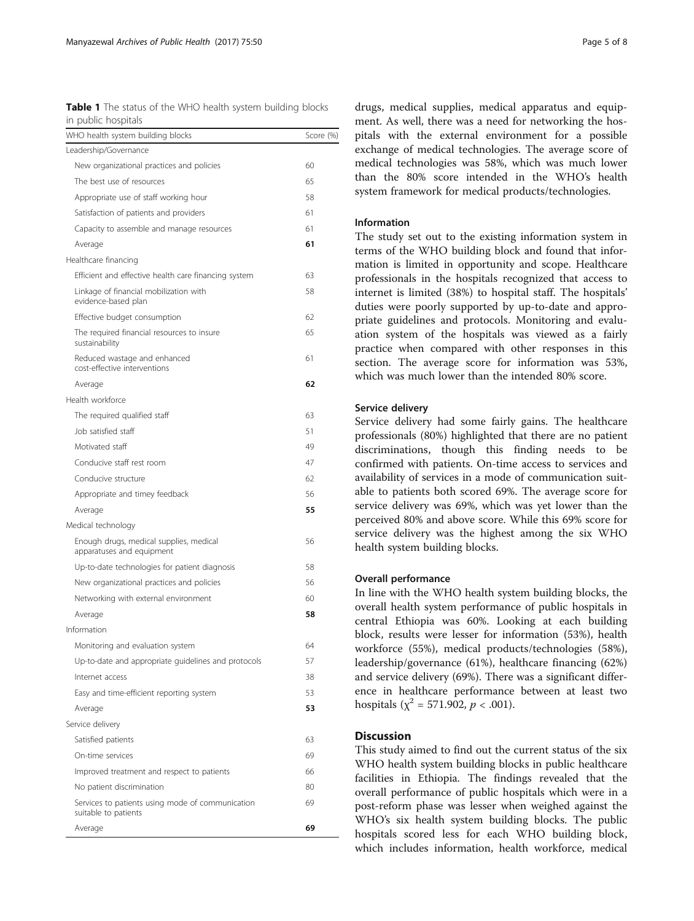**Table 1** The status of the WHO health system building blocks in public hospitals

| WHO health system building blocks | Score (%) |
|---|---|
| Leadership/Governance | |
| New organizational practices and policies | 60 |
| The best use of resources | 65 |
| Appropriate use of staff working hour | 58 |
| Satisfaction of patients and providers | 61 |
| Capacity to assemble and manage resources | 61 |
| Average | **61** |
| Healthcare financing | |
| Efficient and effective health care financing system | 63 |
| Linkage of financial mobilization with evidence-based plan | 58 |
| Effective budget consumption | 62 |
| The required financial resources to insure sustainability | 65 |
| Reduced wastage and enhanced cost-effective interventions | 61 |
| Average | **62** |
| Health workforce | |
| The required qualified staff | 63 |
| Job satisfied staff | 51 |
| Motivated staff | 49 |
| Conducive staff rest room | 47 |
| Conducive structure | 62 |
| Appropriate and timey feedback | 56 |
| Average | **55** |
| Medical technology | |
| Enough drugs, medical supplies, medical apparatuses and equipment | 56 |
| Up-to-date technologies for patient diagnosis | 58 |
| New organizational practices and policies | 56 |
| Networking with external environment | 60 |
| Average | **58** |
| Information | |
| Monitoring and evaluation system | 64 |
| Up-to-date and appropriate guidelines and protocols | 57 |
| Internet access | 38 |
| Easy and time-efficient reporting system | 53 |
| Average | **53** |
| Service delivery | |
| Satisfied patients | 63 |
| On-time services | 69 |
| Improved treatment and respect to patients | 66 |
| No patient discrimination | 80 |
| Services to patients using mode of communication suitable to patients | 69 |
| Average | **69** |

drugs, medical supplies, medical apparatus and equipment. As well, there was a need for networking the hospitals with the external environment for a possible exchange of medical technologies. The average score of medical technologies was 58%, which was much lower than the 80% score intended in the WHO's health system framework for medical products/technologies.

#### Information

The study set out to the existing information system in terms of the WHO building block and found that information is limited in opportunity and scope. Healthcare professionals in the hospitals recognized that access to internet is limited (38%) to hospital staff. The hospitals' duties were poorly supported by up-to-date and appropriate guidelines and protocols. Monitoring and evaluation system of the hospitals was viewed as a fairly practice when compared with other responses in this section. The average score for information was 53%, which was much lower than the intended 80% score.

#### Service delivery

Service delivery had some fairly gains. The healthcare professionals (80%) highlighted that there are no patient discriminations, though this finding needs to be confirmed with patients. On-time access to services and availability of services in a mode of communication suitable to patients both scored 69%. The average score for service delivery was 69%, which was yet lower than the perceived 80% and above score. While this 69% score for service delivery was the highest among the six WHO health system building blocks.

#### Overall performance

In line with the WHO health system building blocks, the overall health system performance of public hospitals in central Ethiopia was 60%. Looking at each building block, results were lesser for information (53%), health workforce (55%), medical products/technologies (58%), leadership/governance (61%), healthcare financing (62%) and service delivery (69%). There was a significant difference in healthcare performance between at least two hospitals ($\chi^2 = 571.902$, $p < .001$).

## Discussion

This study aimed to find out the current status of the six WHO health system building blocks in public healthcare facilities in Ethiopia. The findings revealed that the overall performance of public hospitals which were in a post-reform phase was lesser when weighed against the WHO's six health system building blocks. The public hospitals scored less for each WHO building block, which includes information, health workforce, medical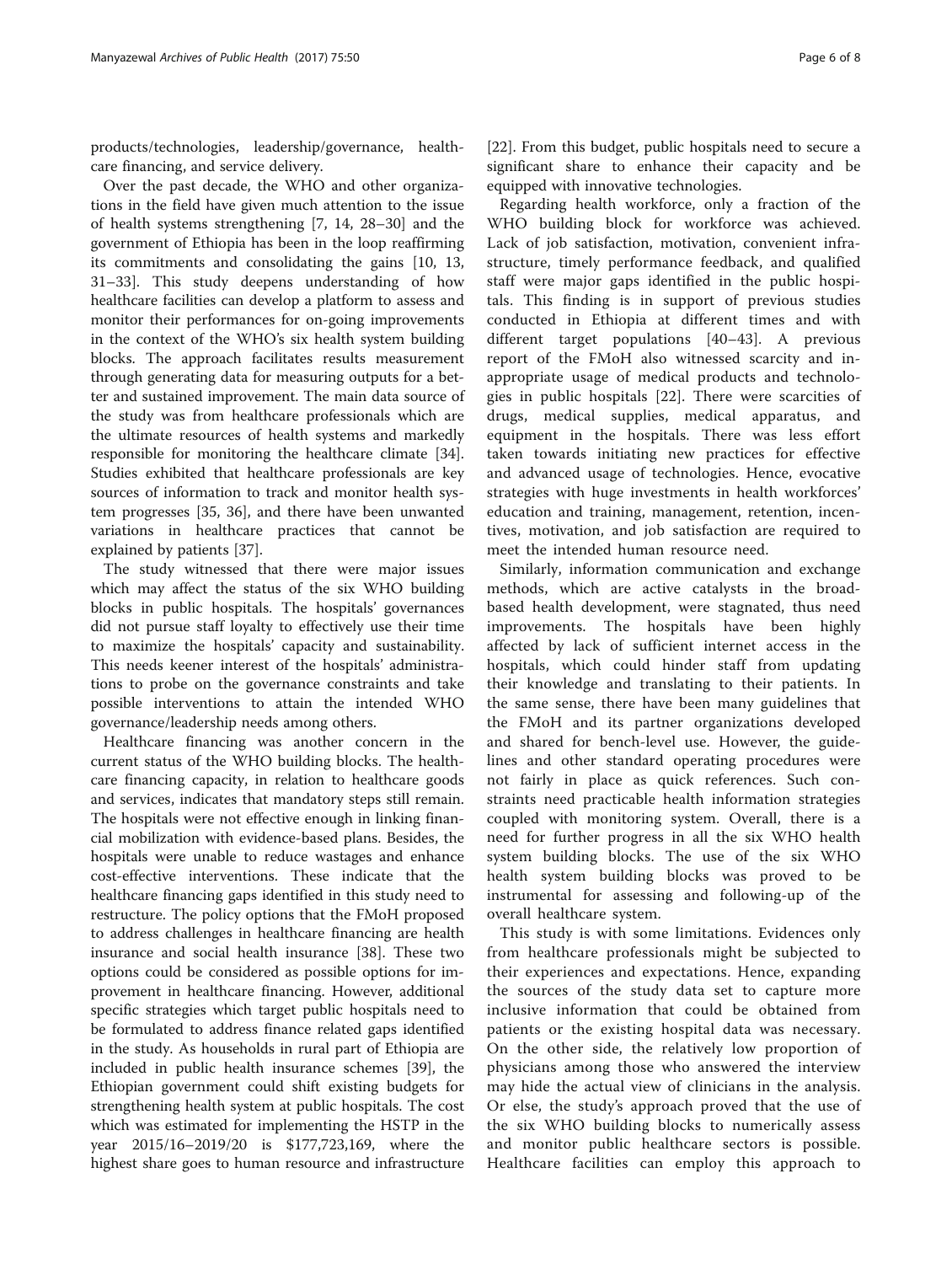products/technologies, leadership/governance, healthcare financing, and service delivery.

Over the past decade, the WHO and other organizations in the field have given much attention to the issue of health systems strengthening [7, 14, 28–30] and the government of Ethiopia has been in the loop reaffirming its commitments and consolidating the gains [10, 13, 31–33]. This study deepens understanding of how healthcare facilities can develop a platform to assess and monitor their performances for on-going improvements in the context of the WHO's six health system building blocks. The approach facilitates results measurement through generating data for measuring outputs for a better and sustained improvement. The main data source of the study was from healthcare professionals which are the ultimate resources of health systems and markedly responsible for monitoring the healthcare climate [34]. Studies exhibited that healthcare professionals are key sources of information to track and monitor health system progresses [35, 36], and there have been unwanted variations in healthcare practices that cannot be explained by patients [37].

The study witnessed that there were major issues which may affect the status of the six WHO building blocks in public hospitals. The hospitals' governances did not pursue staff loyalty to effectively use their time to maximize the hospitals' capacity and sustainability. This needs keener interest of the hospitals' administrations to probe on the governance constraints and take possible interventions to attain the intended WHO governance/leadership needs among others.

Healthcare financing was another concern in the current status of the WHO building blocks. The healthcare financing capacity, in relation to healthcare goods and services, indicates that mandatory steps still remain. The hospitals were not effective enough in linking financial mobilization with evidence-based plans. Besides, the hospitals were unable to reduce wastages and enhance cost-effective interventions. These indicate that the healthcare financing gaps identified in this study need to restructure. The policy options that the FMoH proposed to address challenges in healthcare financing are health insurance and social health insurance [38]. These two options could be considered as possible options for improvement in healthcare financing. However, additional specific strategies which target public hospitals need to be formulated to address finance related gaps identified in the study. As households in rural part of Ethiopia are included in public health insurance schemes [39], the Ethiopian government could shift existing budgets for strengthening health system at public hospitals. The cost which was estimated for implementing the HSTP in the year 2015/16–2019/20 is $177,723,169, where the highest share goes to human resource and infrastructure [22]. From this budget, public hospitals need to secure a significant share to enhance their capacity and be equipped with innovative technologies.

Regarding health workforce, only a fraction of the WHO building block for workforce was achieved. Lack of job satisfaction, motivation, convenient infrastructure, timely performance feedback, and qualified staff were major gaps identified in the public hospitals. This finding is in support of previous studies conducted in Ethiopia at different times and with different target populations [40–43]. A previous report of the FMoH also witnessed scarcity and inappropriate usage of medical products and technologies in public hospitals [22]. There were scarcities of drugs, medical supplies, medical apparatus, and equipment in the hospitals. There was less effort taken towards initiating new practices for effective and advanced usage of technologies. Hence, evocative strategies with huge investments in health workforces' education and training, management, retention, incentives, motivation, and job satisfaction are required to meet the intended human resource need.

Similarly, information communication and exchange methods, which are active catalysts in the broad-based health development, were stagnated, thus need improvements. The hospitals have been highly affected by lack of sufficient internet access in the hospitals, which could hinder staff from updating their knowledge and translating to their patients. In the same sense, there have been many guidelines that the FMoH and its partner organizations developed and shared for bench-level use. However, the guidelines and other standard operating procedures were not fairly in place as quick references. Such constraints need practicable health information strategies coupled with monitoring system. Overall, there is a need for further progress in all the six WHO health system building blocks. The use of the six WHO health system building blocks was proved to be instrumental for assessing and following-up of the overall healthcare system.

This study is with some limitations. Evidences only from healthcare professionals might be subjected to their experiences and expectations. Hence, expanding the sources of the study data set to capture more inclusive information that could be obtained from patients or the existing hospital data was necessary. On the other side, the relatively low proportion of physicians among those who answered the interview may hide the actual view of clinicians in the analysis. Or else, the study's approach proved that the use of the six WHO building blocks to numerically assess and monitor public healthcare sectors is possible. Healthcare facilities can employ this approach to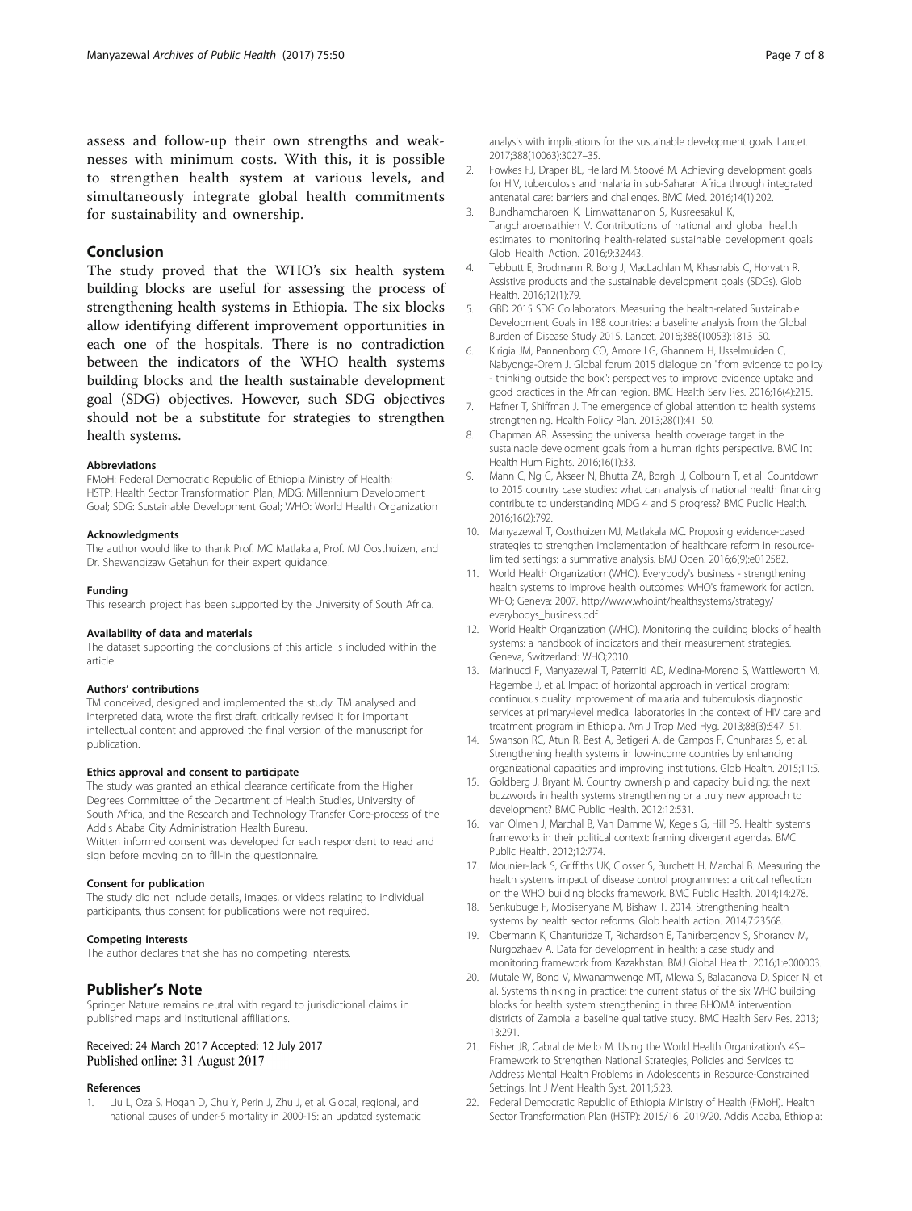assess and follow-up their own strengths and weaknesses with minimum costs. With this, it is possible to strengthen health system at various levels, and simultaneously integrate global health commitments for sustainability and ownership.

## Conclusion

The study proved that the WHO's six health system building blocks are useful for assessing the process of strengthening health systems in Ethiopia. The six blocks allow identifying different improvement opportunities in each one of the hospitals. There is no contradiction between the indicators of the WHO health systems building blocks and the health sustainable development goal (SDG) objectives. However, such SDG objectives should not be a substitute for strategies to strengthen health systems.

#### Abbreviations

FMoH: Federal Democratic Republic of Ethiopia Ministry of Health; HSTP: Health Sector Transformation Plan; MDG: Millennium Development Goal; SDG: Sustainable Development Goal; WHO: World Health Organization

#### Acknowledgments

The author would like to thank Prof. MC Matlakala, Prof. MJ Oosthuizen, and Dr. Shewangizaw Getahun for their expert guidance.

#### Funding

This research project has been supported by the University of South Africa.

#### Availability of data and materials

The dataset supporting the conclusions of this article is included within the article.

#### Authors' contributions

TM conceived, designed and implemented the study. TM analysed and interpreted data, wrote the first draft, critically revised it for important intellectual content and approved the final version of the manuscript for publication.

#### Ethics approval and consent to participate

The study was granted an ethical clearance certificate from the Higher Degrees Committee of the Department of Health Studies, University of South Africa, and the Research and Technology Transfer Core-process of the Addis Ababa City Administration Health Bureau.

Written informed consent was developed for each respondent to read and sign before moving on to fill-in the questionnaire.

#### Consent for publication

The study did not include details, images, or videos relating to individual participants, thus consent for publications were not required.

#### Competing interests

The author declares that she has no competing interests.

## Publisher's Note

Springer Nature remains neutral with regard to jurisdictional claims in published maps and institutional affiliations.

Received: 24 March 2017 Accepted: 12 July 2017
Published online: 31 August 2017

#### References

1. Liu L, Oza S, Hogan D, Chu Y, Perin J, Zhu J, et al. Global, regional, and national causes of under-5 mortality in 2000-15: an updated systematic analysis with implications for the sustainable development goals. Lancet. 2017;388(10063):3027–35.
2. Fowkes FJ, Draper BL, Hellard M, Stoové M. Achieving development goals for HIV, tuberculosis and malaria in sub-Saharan Africa through integrated antenatal care: barriers and challenges. BMC Med. 2016;14(1):202.
3. Bundhamcharoen K, Limwattananon S, Kusreesakul K, Tangcharoensathien V. Contributions of national and global health estimates to monitoring health-related sustainable development goals. Glob Health Action. 2016;9:32443.
4. Tebbutt E, Brodmann R, Borg J, MacLachlan M, Khasnabis C, Horvath R. Assistive products and the sustainable development goals (SDGs). Glob Health. 2016;12(1):79.
5. GBD 2015 SDG Collaborators. Measuring the health-related Sustainable Development Goals in 188 countries: a baseline analysis from the Global Burden of Disease Study 2015. Lancet. 2016;388(10053):1813–50.
6. Kirigia JM, Pannenborg CO, Amore LG, Ghannem H, IJsselmuiden C, Nabyonga-Orem J. Global forum 2015 dialogue on "from evidence to policy - thinking outside the box": perspectives to improve evidence uptake and good practices in the African region. BMC Health Serv Res. 2016;16(4):215.
7. Hafner T, Shiffman J. The emergence of global attention to health systems strengthening. Health Policy Plan. 2013;28(1):41–50.
8. Chapman AR. Assessing the universal health coverage target in the sustainable development goals from a human rights perspective. BMC Int Health Hum Rights. 2016;16(1):33.
9. Mann C, Ng C, Akseer N, Bhutta ZA, Borghi J, Colbourn T, et al. Countdown to 2015 country case studies: what can analysis of national health financing contribute to understanding MDG 4 and 5 progress? BMC Public Health. 2016;16(2):792.
10. Manyazewal T, Oosthuizen MJ, Matlakala MC. Proposing evidence-based strategies to strengthen implementation of healthcare reform in resource-limited settings: a summative analysis. BMJ Open. 2016;6(9):e012582.
11. World Health Organization (WHO). Everybody's business - strengthening health systems to improve health outcomes: WHO's framework for action. WHO; Geneva: 2007. http://www.who.int/healthsystems/strategy/everybodys_business.pdf
12. World Health Organization (WHO). Monitoring the building blocks of health systems: a handbook of indicators and their measurement strategies. Geneva, Switzerland: WHO;2010.
13. Marinucci F, Manyazewal T, Paterniti AD, Medina-Moreno S, Wattleworth M, Hagembe J, et al. Impact of horizontal approach in vertical program: continuous quality improvement of malaria and tuberculosis diagnostic services at primary-level medical laboratories in the context of HIV care and treatment program in Ethiopia. Am J Trop Med Hyg. 2013;88(3):547–51.
14. Swanson RC, Atun R, Best A, Betigeri A, de Campos F, Chunharas S, et al. Strengthening health systems in low-income countries by enhancing organizational capacities and improving institutions. Glob Health. 2015;11:5.
15. Goldberg J, Bryant M. Country ownership and capacity building: the next buzzwords in health systems strengthening or a truly new approach to development? BMC Public Health. 2012;12:531.
16. van Olmen J, Marchal B, Van Damme W, Kegels G, Hill PS. Health systems frameworks in their political context: framing divergent agendas. BMC Public Health. 2012;12:774.
17. Mounier-Jack S, Griffiths UK, Closser S, Burchett H, Marchal B. Measuring the health systems impact of disease control programmes: a critical reflection on the WHO building blocks framework. BMC Public Health. 2014;14:278.
18. Senkubuge F, Modisenyane M, Bishaw T. 2014. Strengthening health systems by health sector reforms. Glob health action. 2014;7:23568.
19. Obermann K, Chanturidze T, Richardson E, Tanirbergenov S, Shoranov M, Nurgozhaev A. Data for development in health: a case study and monitoring framework from Kazakhstan. BMJ Global Health. 2016;1:e000003.
20. Mutale W, Bond V, Mwanamwenge MT, Mlewa S, Balabanova D, Spicer N, et al. Systems thinking in practice: the current status of the six WHO building blocks for health system strengthening in three BHOMA intervention districts of Zambia: a baseline qualitative study. BMC Health Serv Res. 2013;13:291.
21. Fisher JR, Cabral de Mello M. Using the World Health Organization's 4S–Framework to Strengthen National Strategies, Policies and Services to Address Mental Health Problems in Adolescents in Resource-Constrained Settings. Int J Ment Health Syst. 2011;5:23.
22. Federal Democratic Republic of Ethiopia Ministry of Health (FMoH). Health Sector Transformation Plan (HSTP): 2015/16–2019/20. Addis Ababa, Ethiopia: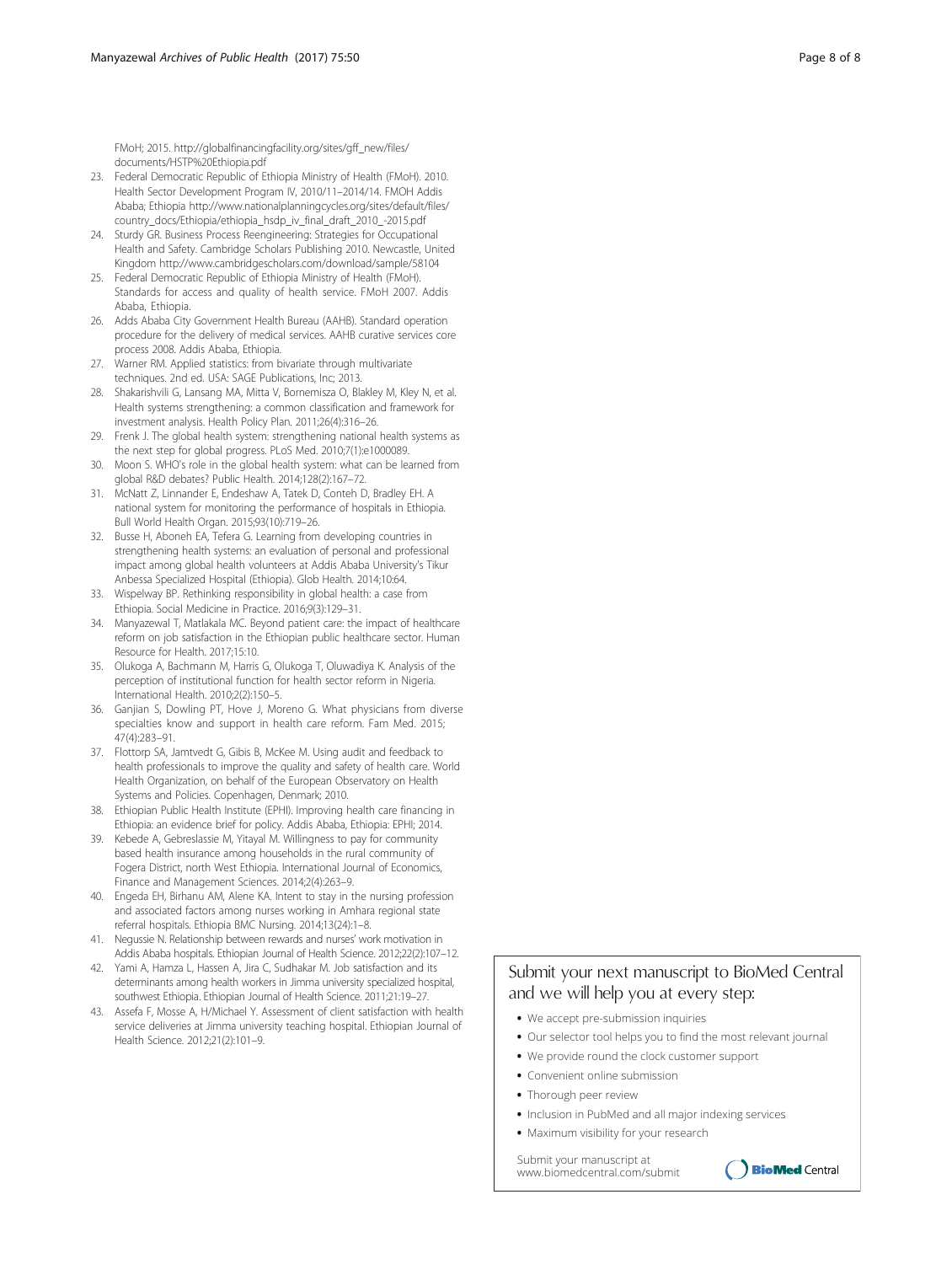FMoH; 2015. http://globalfinancingfacility.org/sites/gff_new/files/documents/HSTP%20Ethiopia.pdf

23. Federal Democratic Republic of Ethiopia Ministry of Health (FMoH). 2010. Health Sector Development Program IV, 2010/11–2014/14. FMOH Addis Ababa; Ethiopia http://www.nationalplanningcycles.org/sites/default/files/country_docs/Ethiopia/ethiopia_hsdp_iv_final_draft_2010_-2015.pdf
24. Sturdy GR. Business Process Reengineering: Strategies for Occupational Health and Safety. Cambridge Scholars Publishing 2010. Newcastle, United Kingdom http://www.cambridgescholars.com/download/sample/58104
25. Federal Democratic Republic of Ethiopia Ministry of Health (FMoH). Standards for access and quality of health service. FMoH 2007. Addis Ababa, Ethiopia.
26. Adds Ababa City Government Health Bureau (AAHB). Standard operation procedure for the delivery of medical services. AAHB curative services core process 2008. Addis Ababa, Ethiopia.
27. Warner RM. Applied statistics: from bivariate through multivariate techniques. 2nd ed. USA: SAGE Publications, Inc; 2013.
28. Shakarishvili G, Lansang MA, Mitta V, Bornemisza O, Blakley M, Kley N, et al. Health systems strengthening: a common classification and framework for investment analysis. Health Policy Plan. 2011;26(4):316–26.
29. Frenk J. The global health system: strengthening national health systems as the next step for global progress. PLoS Med. 2010;7(1):e1000089.
30. Moon S. WHO's role in the global health system: what can be learned from global R&D debates? Public Health. 2014;128(2):167–72.
31. McNatt Z, Linnander E, Endeshaw A, Tatek D, Conteh D, Bradley EH. A national system for monitoring the performance of hospitals in Ethiopia. Bull World Health Organ. 2015;93(10):719–26.
32. Busse H, Aboneh EA, Tefera G. Learning from developing countries in strengthening health systems: an evaluation of personal and professional impact among global health volunteers at Addis Ababa University's Tikur Anbessa Specialized Hospital (Ethiopia). Glob Health. 2014;10:64.
33. Wispelway BP. Rethinking responsibility in global health: a case from Ethiopia. Social Medicine in Practice. 2016;9(3):129–31.
34. Manyazewal T, Matlakala MC. Beyond patient care: the impact of healthcare reform on job satisfaction in the Ethiopian public healthcare sector. Human Resource for Health. 2017;15:10.
35. Olukoga A, Bachmann M, Harris G, Olukoga T, Oluwadiya K. Analysis of the perception of institutional function for health sector reform in Nigeria. International Health. 2010;2(2):150–5.
36. Ganjian S, Dowling PT, Hove J, Moreno G. What physicians from diverse specialties know and support in health care reform. Fam Med. 2015; 47(4):283–91.
37. Flottorp SA, Jamtvedt G, Gibis B, McKee M. Using audit and feedback to health professionals to improve the quality and safety of health care. World Health Organization, on behalf of the European Observatory on Health Systems and Policies. Copenhagen, Denmark; 2010.
38. Ethiopian Public Health Institute (EPHI). Improving health care financing in Ethiopia: an evidence brief for policy. Addis Ababa, Ethiopia: EPHI; 2014.
39. Kebede A, Gebreslassie M, Yitayal M. Willingness to pay for community based health insurance among households in the rural community of Fogera District, north West Ethiopia. International Journal of Economics, Finance and Management Sciences. 2014;2(4):263–9.
40. Engeda EH, Birhanu AM, Alene KA. Intent to stay in the nursing profession and associated factors among nurses working in Amhara regional state referral hospitals. Ethiopia BMC Nursing. 2014;13(24):1–8.
41. Negussie N. Relationship between rewards and nurses' work motivation in Addis Ababa hospitals. Ethiopian Journal of Health Science. 2012;22(2):107–12.
42. Yami A, Hamza L, Hassen A, Jira C, Sudhakar M. Job satisfaction and its determinants among health workers in Jimma university specialized hospital, southwest Ethiopia. Ethiopian Journal of Health Science. 2011;21:19–27.
43. Assefa F, Mosse A, H/Michael Y. Assessment of client satisfaction with health service deliveries at Jimma university teaching hospital. Ethiopian Journal of Health Science. 2012;21(2):101–9.

Submit your next manuscript to BioMed Central and we will help you at every step:

- We accept pre-submission inquiries
- Our selector tool helps you to find the most relevant journal
- We provide round the clock customer support
- Convenient online submission
- Thorough peer review
- Inclusion in PubMed and all major indexing services
- Maximum visibility for your research

Submit your manuscript at www.biomedcentral.com/submit

BioMed Central